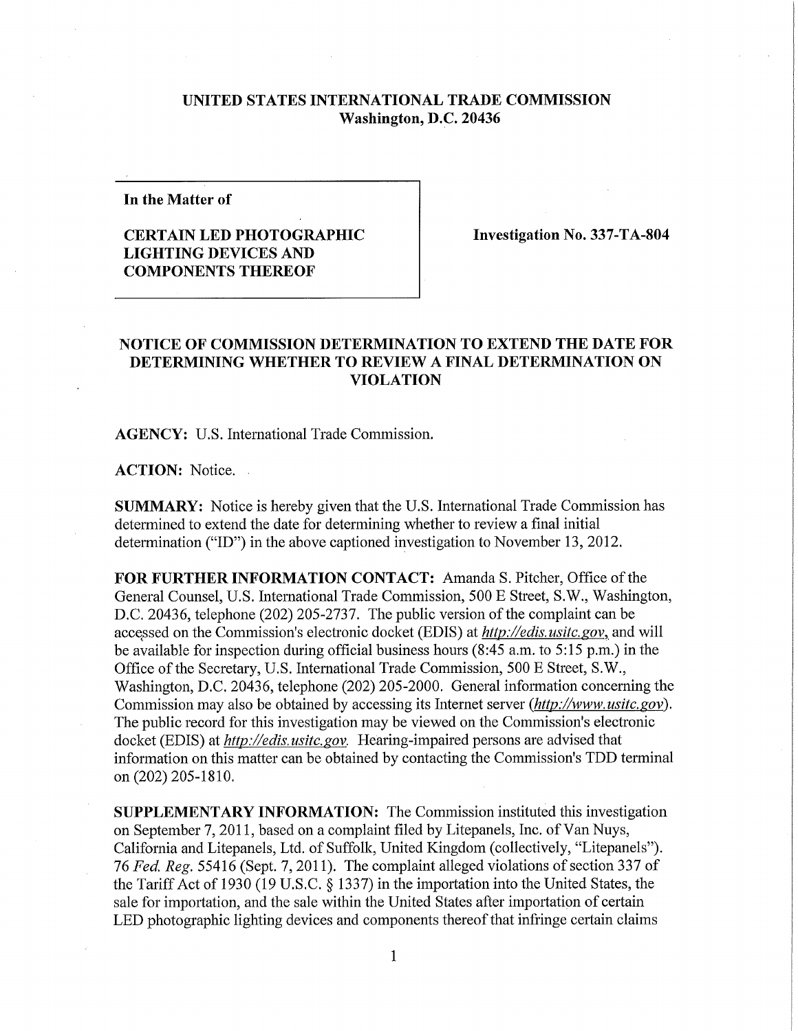**UNITED STATES INTERNATIONAL TRADE COMMISSION**
**Washington, D.C. 20436**

**In the Matter of**

**CERTAIN LED PHOTOGRAPHIC LIGHTING DEVICES AND COMPONENTS THEREOF**

**Investigation No. 337-TA-804**

## NOTICE OF COMMISSION DETERMINATION TO EXTEND THE DATE FOR DETERMINING WHETHER TO REVIEW A FINAL DETERMINATION ON VIOLATION

**AGENCY:** U.S. International Trade Commission.

**ACTION:** Notice.

**SUMMARY:** Notice is hereby given that the U.S. International Trade Commission has determined to extend the date for determining whether to review a final initial determination ("ID") in the above captioned investigation to November 13, 2012.

**FOR FURTHER INFORMATION CONTACT:** Amanda S. Pitcher, Office of the General Counsel, U.S. International Trade Commission, 500 E Street, S.W., Washington, D.C. 20436, telephone (202) 205-2737. The public version of the complaint can be accessed on the Commission's electronic docket (EDIS) at *http://edis.usitc.gov*, and will be available for inspection during official business hours (8:45 a.m. to 5:15 p.m.) in the Office of the Secretary, U.S. International Trade Commission, 500 E Street, S.W., Washington, D.C. 20436, telephone (202) 205-2000. General information concerning the Commission may also be obtained by accessing its Internet server (*http://www.usitc.gov*). The public record for this investigation may be viewed on the Commission's electronic docket (EDIS) at *http://edis.usitc.gov.* Hearing-impaired persons are advised that information on this matter can be obtained by contacting the Commission's TDD terminal on (202) 205-1810.

**SUPPLEMENTARY INFORMATION:** The Commission instituted this investigation on September 7, 2011, based on a complaint filed by Litepanels, Inc. of Van Nuys, California and Litepanels, Ltd. of Suffolk, United Kingdom (collectively, "Litepanels"). 76 *Fed. Reg.* 55416 (Sept. 7, 2011). The complaint alleged violations of section 337 of the Tariff Act of 1930 (19 U.S.C. § 1337) in the importation into the United States, the sale for importation, and the sale within the United States after importation of certain LED photographic lighting devices and components thereof that infringe certain claims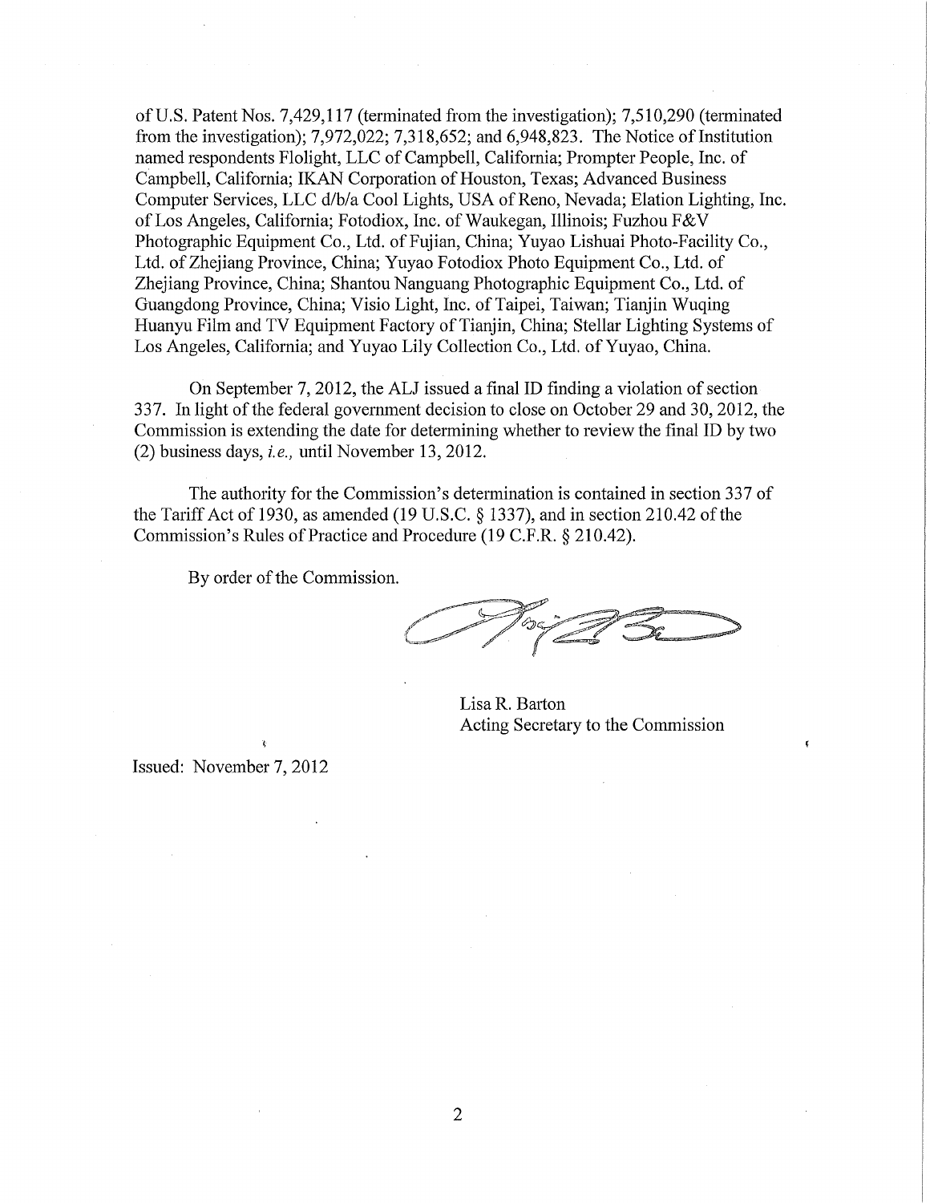of U.S. Patent Nos. 7,429,117 (terminated from the investigation); 7,510,290 (terminated from the investigation); 7,972,022; 7,318,652; and 6,948,823. The Notice of Institution named respondents Flolight, LLC of Campbell, California; Prompter People, Inc. of Campbell, California; IKAN Corporation of Houston, Texas; Advanced Business Computer Services, LLC d/b/a Cool Lights, USA of Reno, Nevada; Elation Lighting, Inc. of Los Angeles, California; Fotodiox, Inc. of Waukegan, Illinois; Fuzhou F&V Photographic Equipment Co., Ltd. of Fujian, China; Yuyao Lishuai Photo-Facility Co., Ltd. of Zhejiang Province, China; Yuyao Fotodiox Photo Equipment Co., Ltd. of Zhejiang Province, China; Shantou Nanguang Photographic Equipment Co., Ltd. of Guangdong Province, China; Visio Light, Inc. of Taipei, Taiwan; Tianjin Wuqing Huanyu Film and TV Equipment Factory of Tianjin, China; Stellar Lighting Systems of Los Angeles, California; and Yuyao Lily Collection Co., Ltd. of Yuyao, China.

On September 7, 2012, the ALJ issued a final ID finding a violation of section 337. In light of the federal government decision to close on October 29 and 30, 2012, the Commission is extending the date for determining whether to review the final ID by two (2) business days, *i.e.,* until November 13, 2012.

The authority for the Commission's determination is contained in section 337 of the Tariff Act of 1930, as amended (19 U.S.C. § 1337), and in section 210.42 of the Commission's Rules of Practice and Procedure (19 C.F.R. § 210.42).

By order of the Commission.

Lisa R. Barton
Acting Secretary to the Commission

Issued: November 7, 2012